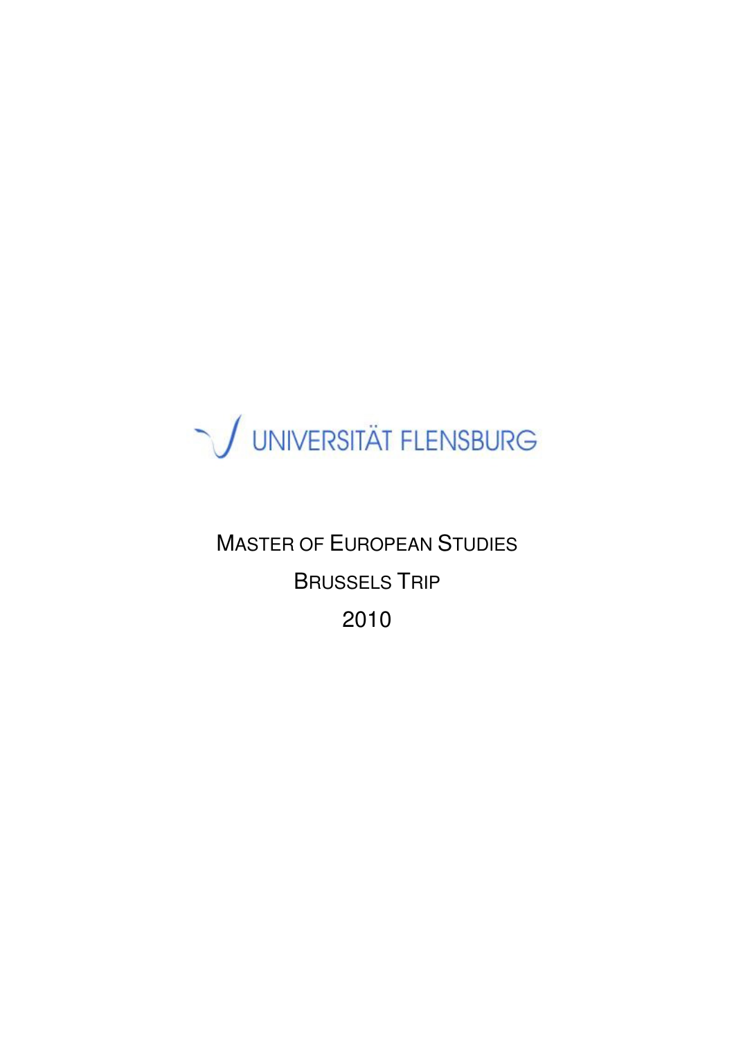UNIVERSITÄT FLENSBURG

MASTER OF EUROPEAN STUDIES

BRUSSELS TRIP

2010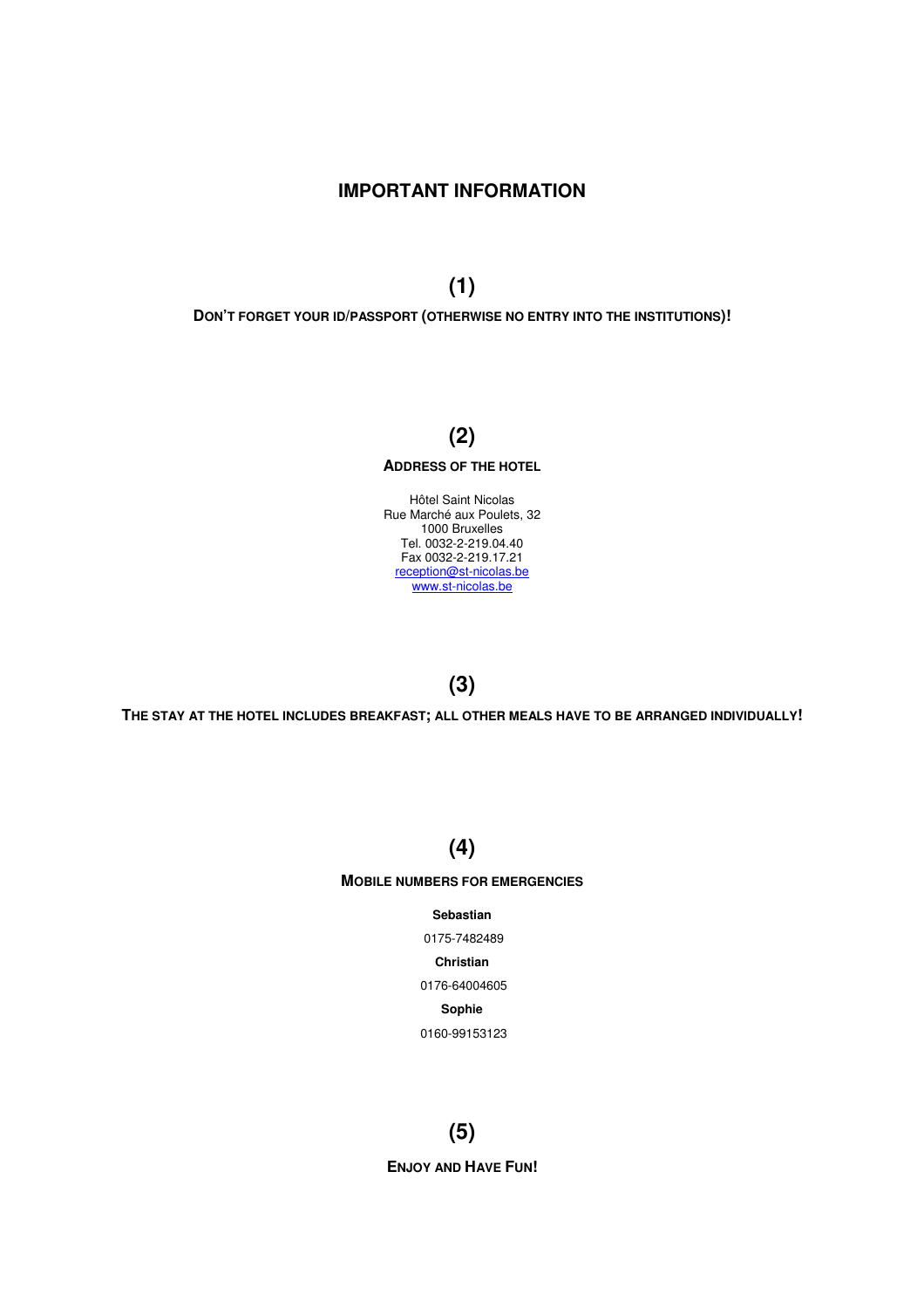# IMPORTANT INFORMATION

## (1)

**DON'T FORGET YOUR ID/PASSPORT (OTHERWISE NO ENTRY INTO THE INSTITUTIONS)!**

## (2)

**ADDRESS OF THE HOTEL**

Hôtel Saint Nicolas
Rue Marché aux Poulets, 32
1000 Bruxelles
Tel. 0032-2-219.04.40
Fax 0032-2-219.17.21
reception@st-nicolas.be
www.st-nicolas.be

## (3)

**THE STAY AT THE HOTEL INCLUDES BREAKFAST; ALL OTHER MEALS HAVE TO BE ARRANGED INDIVIDUALLY!**

## (4)

**MOBILE NUMBERS FOR EMERGENCIES**

**Sebastian**

0175-7482489

**Christian**

0176-64004605

**Sophie**

0160-99153123

## (5)

**ENJOY AND HAVE FUN!**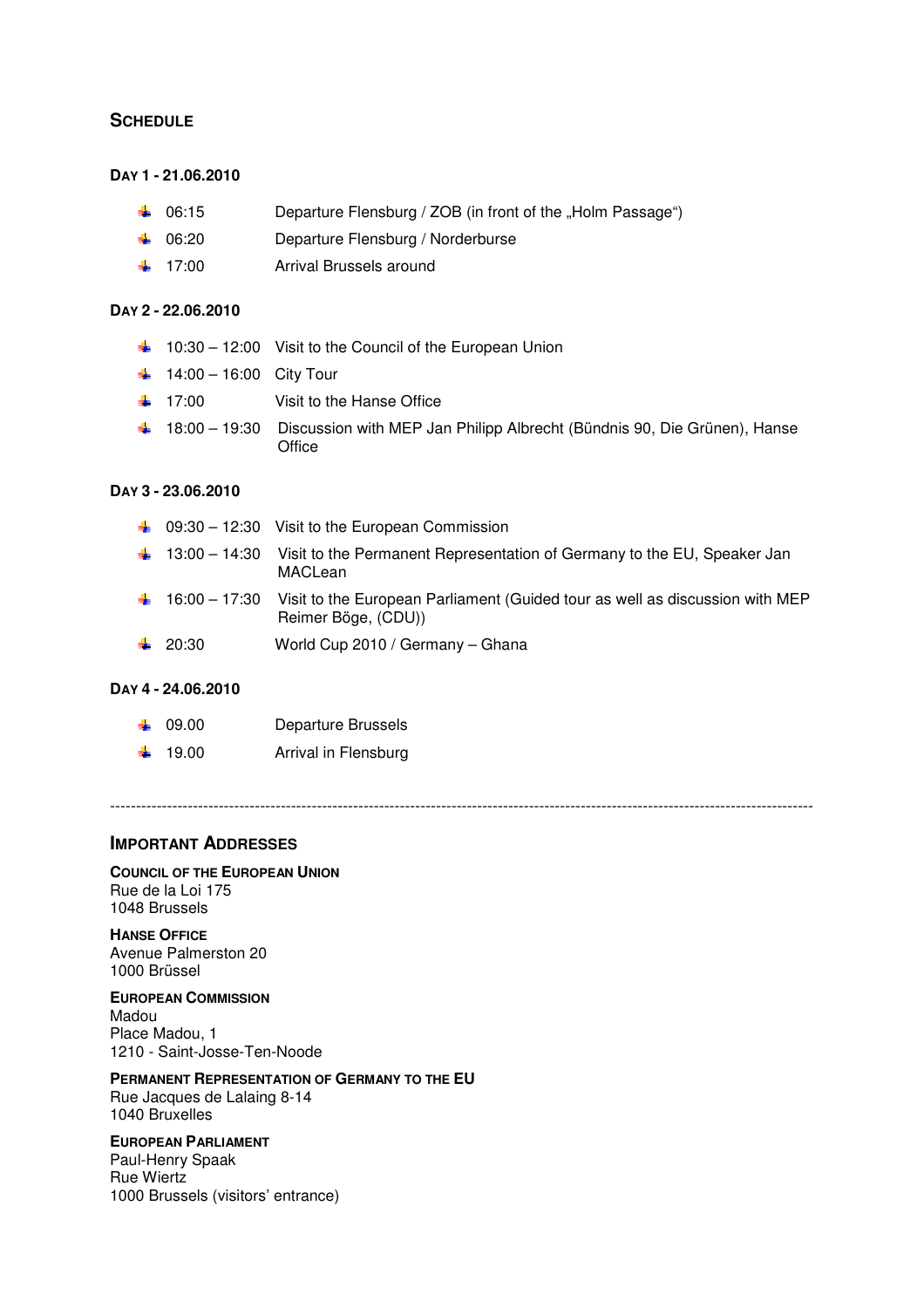## Schedule

### Day 1 - 21.06.2010

- 06:15 Departure Flensburg / ZOB (in front of the „Holm Passage")
- 06:20 Departure Flensburg / Norderburse
- 17:00 Arrival Brussels around

### Day 2 - 22.06.2010

- 10:30 – 12:00 Visit to the Council of the European Union
- 14:00 – 16:00 City Tour
- 17:00 Visit to the Hanse Office
- 18:00 – 19:30 Discussion with MEP Jan Philipp Albrecht (Bündnis 90, Die Grünen), Hanse Office

### Day 3 - 23.06.2010

- 09:30 – 12:30 Visit to the European Commission
- 13:00 – 14:30 Visit to the Permanent Representation of Germany to the EU, Speaker Jan MACLean
- 16:00 – 17:30 Visit to the European Parliament (Guided tour as well as discussion with MEP Reimer Böge, (CDU))
- 20:30 World Cup 2010 / Germany – Ghana

### Day 4 - 24.06.2010

- 09.00 Departure Brussels
- 19.00 Arrival in Flensburg

---

## Important Addresses

**Council of the European Union**
Rue de la Loi 175
1048 Brussels

**Hanse Office**
Avenue Palmerston 20
1000 Brüssel

**European Commission**
Madou
Place Madou, 1
1210 - Saint-Josse-Ten-Noode

**Permanent Representation of Germany to the EU**
Rue Jacques de Lalaing 8-14
1040 Bruxelles

**European Parliament**
Paul-Henry Spaak
Rue Wiertz
1000 Brussels (visitors' entrance)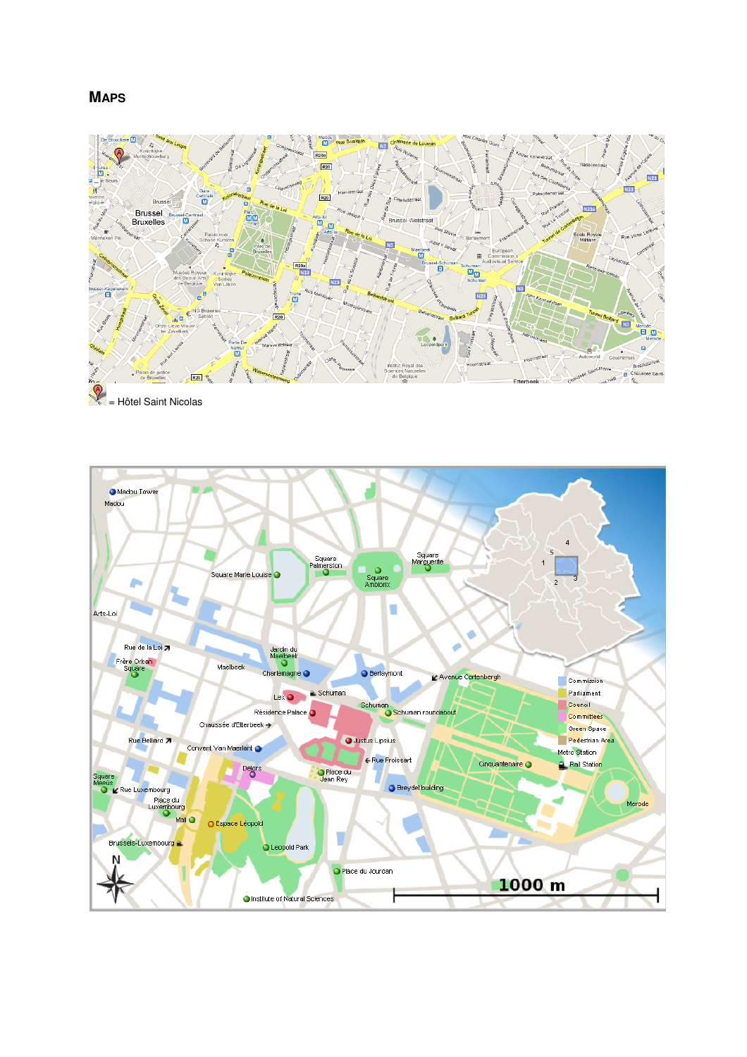# MAPS

= Hôtel Saint Nicolas